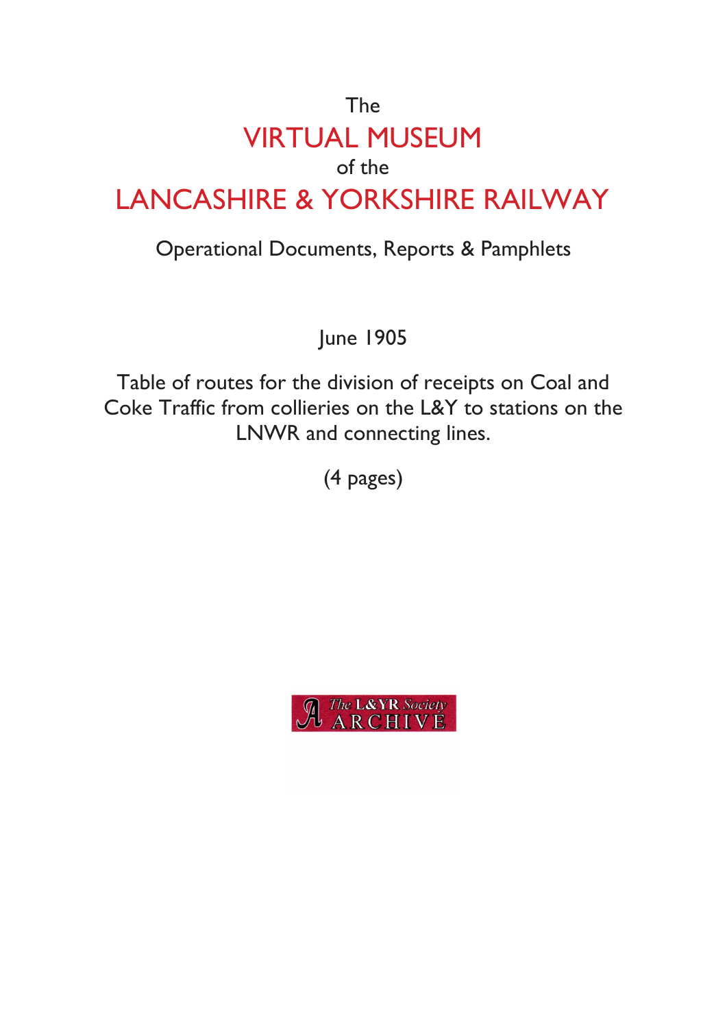The

# VIRTUAL MUSEUM

of the

# LANCASHIRE & YORKSHIRE RAILWAY

## Operational Documents, Reports & Pamphlets

June 1905

Table of routes for the division of receipts on Coal and Coke Traffic from collieries on the L&Y to stations on the LNWR and connecting lines.

(4 pages)

The L&YR Society ARCHIVE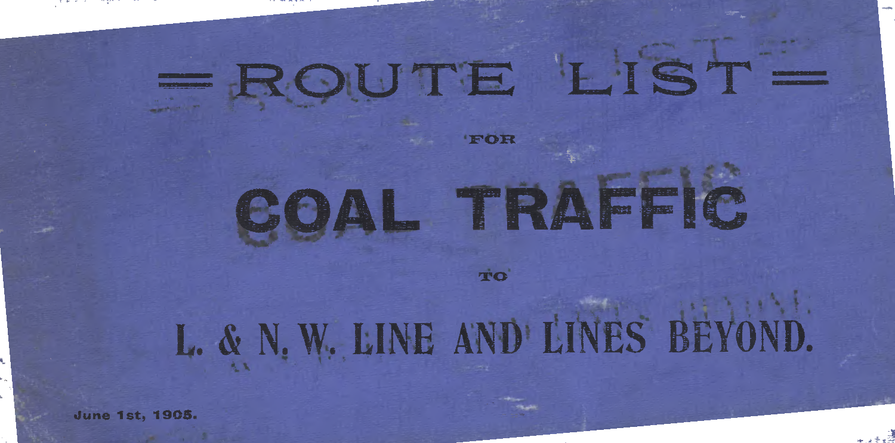# = ROUTE LIST =

FOR

# COAL TRAFFIC

TO

## L. & N. W. LINE AND LINES BEYOND.

June 1st, 1905.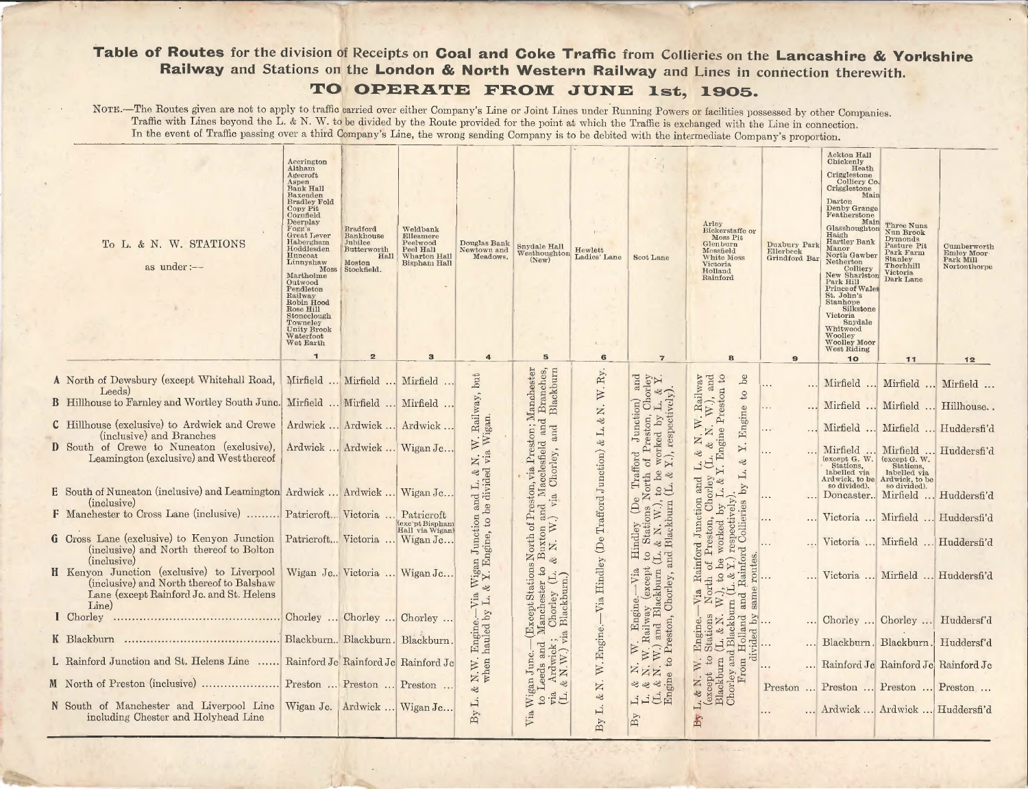# Table of Routes for the division of Receipts on Coal and Coke Traffic from Collieries on the Lancashire & Yorkshire Railway and Stations on the London & North Western Railway and Lines in connection therewith.

## TO OPERATE FROM JUNE 1st, 1905.

NOTE.—The Routes given are not to apply to traffic carried over either Company's Line or Joint Lines under Running Powers or facilities possessed by other Companies. Traffic with Lines beyond the L. & N. W. to be divided by the Route provided for the point at which the Traffic is exchanged with the Line in connection. In the event of Traffic passing over a third Company's Line, the wrong sending Company is to be debited with the intermediate Company's proportion.

| To L. & N. W. STATIONS as under:— | 1. Accrington, Altham, Agecroft, Aspen, Bank Hall, Baxenden, Bradley Fold, Copy Pit, Cornfield, Deerplay, Fogg's, Great Lever, Habergham, Hoddlesden, Huncoat, Linnyshaw Moss, Martholme, Outwood, Pendleton, Railway, Robin Hood, Rose Hill, Stoneclough, Towneley, Unity Brook, Waterfoot, Wet Earth | 2. Bradford, Bankhouse, Jubilee, Butterworth Hall, Moston, Stockfield. | 3. Weldbank, Ellesmere, Peelwood, Peel Hall, Wharton Hall, Bispham Hall | 4. Douglas Bank, Newtown and Meadows. | 5. Snydale Hall, Westhoughton (New) | 6. Hewlett, Ladies' Lane | 7. Scot Lane | 8. Arley, Bickerstaffe or Moss Pit, Glenburn, Mossfield, White Moss, Victoria, Holland, Rainford | 9. Duxbury Park, Ellerbeck, Grindford Bar | 10. Ackton Hall, Chickenly Heath, Crigglestone Colliery Co., Crigglestone Main, Darton, Denby Grange, Featherstone Main, Glasshoughton, Haigh, Hartley Bank, Manor, North Gawber, Netherton Colliery, New Sharlston, Park Hill, Prince of Wales, St. John's, Stanhope Silkstone, Victoria, Snydale, Whitwood, Woolley, Woolley Moor, West Riding | 11. Three Nuns, Nun Brook, Dymonds, Pasture Pit, Park Farm, Stanley, Thornhill, Victoria, Dark Lane | 12. Cumberworth, Emley Moor, Park Mill, Nortonthorpe |
|---|---|---|---|---|---|---|---|---|---|---|---|---|
| A North of Dewsbury (except Whitehall Road, Leeds) | Mirfield ... | Mirfield ... | Mirfield ... | By L. & N.W. Engine.—Via Wigan Junction and L. & N. W. Railway, but when hauled by L. & Y. Engine, to be divided via Wigan. | Via Wigan Junc.—(Except Stations North of Preston, via Preston; Manchester to Leeds and Manchester to Buxton and Macclesfield and Branches, via Ardwick; Chorley (L. & N. W.), via Chorley, and Blackburn (L. & N.W.) via Blackburn.) | By L. & N. W. Engine.—Via Hindley (De Trafford Junction) & L. & N. W. Ry. | By L. & N. W. Engine.—Via Hindley (De Trafford Junction) and L. & N. W. Railway (except to Stations North of Preston, Chorley (L. & N. W.) and Blackburn (L. & N. W.), to be worked by L. & Y. Engine to Preston, Chorley, and Blackburn (L. & Y.), respectively). | By L. & N. W. Engine.—Via Rainford Junction and L. & N. W. Railway (except to Stations North of Preston, Chorley (L. & N. W.), and Blackburn (L. & N. W.), to be worked by L. & Y. Engine Preston to Chorley and Blackburn (L. & Y.) respectively). From Holland and Rainford Collieries by L. & Y. Engine to be divided by same routes. | ... ... | Mirfield ... | Mirfield ... | Mirfield ... |
| B Hillhouse to Farnley and Wortley South Junc. | Mirfield ... | Mirfield ... | Mirfield ... | | | | | | ... ... | Mirfield ... | Mirfield ... | Hillhouse.. |
| C Hillhouse (exclusive) to Ardwick and Crewe (inclusive) and Branches | Ardwick ... | Ardwick ... | Ardwick ... | | | | | | ... ... | Mirfield ... | Mirfield ... | Huddersfi'd |
| D South of Crewe to Nuneaton (exclusive), Leamington (exclusive) and West thereof | Ardwick ... | Ardwick ... | Wigan Jc... | | | | | | ... ... | Mirfield ... (except G. W. Stations, labelled via Ardwick, to be so divided). | Mirfield ... (except G. W. Stations, labelled via Ardwick, to be so divided). | Huddersfi'd |
| E South of Nuneaton (inclusive) and Leamington (inclusive) | Ardwick ... | Ardwick ... | Wigan Jc... | | | | | | ... ... | Doncaster.. | Mirfield ... | Huddersfi'd |
| F Manchester to Cross Lane (inclusive) ......... | Patricroft... | Victoria ... | Patricroft (exc'pt Bispham Hall via Wigan) | | | | | | ... ... | Victoria ... | Mirfield ... | Huddersfi'd |
| G Cross Lane (exclusive) to Kenyon Junction (inclusive) and North thereof to Bolton (inclusive) | Patricroft... | Victoria ... | Wigan Jc... | | | | | | ... ... | Victoria ... | Mirfield ... | Huddersfi'd |
| H Kenyon Junction (exclusive) to Liverpool (inclusive) and North thereof to Balshaw Lane (except Rainford Jc. and St. Helens Line) | Wigan Jc.. | Victoria ... | Wigan Jc... | | | | | | ... ... | Victoria ... | Mirfield ... | Huddersfi'd |
| I Chorley ............................................ | Chorley ... | Chorley ... | Chorley ... | | | | | | ... ... | Chorley ... | Chorley ... | Huddersf'd |
| K Blackburn ......................................... | Blackburn.. | Blackburn. | Blackburn. | | | | | | ... ... | Blackburn. | Blackburn. | Huddersf'd |
| L Rainford Junction and St. Helens Line ...... | Rainford Jc | Rainford Jc | Rainford Jc | | | | | | ... ... | Rainford Jc | Rainford Jc | Rainford Jc |
| M North of Preston (inclusive) ..................... | Preston ... | Preston ... | Preston ... | | | | | | Preston ... | Preston ... | Preston ... | Preston ... |
| N South of Manchester and Liverpool Line including Chester and Holyhead Line | Wigan Jc. | Ardwick ... | Wigan Jc... | | | | | | ... ... | Ardwick ... | Ardwick ... | Huddersfi'd |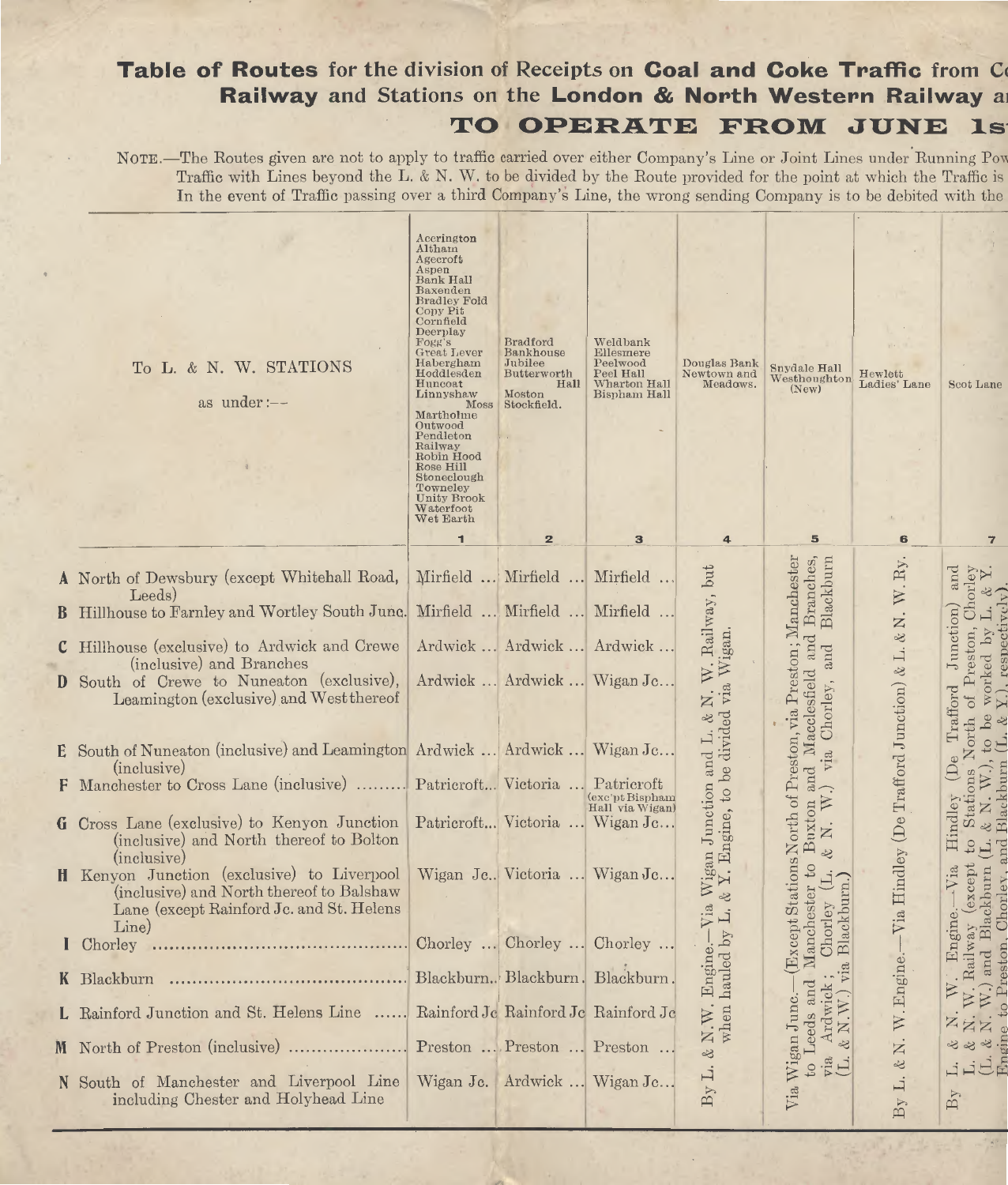# **Table of Routes** for the division of Receipts on **Coal and Coke Traffic from C**

## **Railway** and Stations on the **London & North Western Railway a**

## TO OPERATE FROM JUNE 1s

NOTE.—The Routes given are not to apply to traffic carried over either Company's Line or Joint Lines under Running Pow
Traffic with Lines beyond the L. & N. W. to be divided by the Route provided for the point at which the Traffic is
In the event of Traffic passing over a third Company's Line, the wrong sending Company is to be debited with the

| To L. & N. W. STATIONS as under:— | Accrington, Altham, Agecroft, Aspen, Bank Hall, Baxenden, Bradley Fold, Copy Pit, Cornfield, Deerplay, Fogg's, Great Lever, Habergham, Hoddlesden, Huncoat, Linnyshaw Moss, Martholme, Outwood, Pendleton Railway, Robin Hood, Rose Hill, Stoneclough, Towneley, Unity Brook, Waterfoot, Wet Earth | Bradford, Bankhouse, Jubilee, Butterworth Hall, Moston, Stockfield. | Weldbank, Ellesmere, Peelwood, Peel Hall, Wharton Hall, Bispham Hall | Douglas Bank, Newtown and Meadows. | Snydale Hall, Westhoughton (New) | Hewlett, Ladies' Lane | Scot Lane |
|---|---|---|---|---|---|---|---|
| | 1 | 2 | 3 | 4 | 5 | 6 | 7 |
| **A** North of Dewsbury (except Whitehall Road, Leeds) | Mirfield ... | Mirfield ... | Mirfield ... | By L. & N.W. Engine.—Via Wigan Junction and L. & N. W. Railway, but when hauled by L. & Y. Engine, to be divided via Wigan. | Via Wigan Junc.—(Except Stations North of Preston, via Preston; Manchester to Leeds and Manchester to Buxton and Macclesfield and Branches, via Ardwick; Chorley (L. & N. W.) via Chorley, and Blackburn (L. & N.W.) via Blackburn.) | By L. & N. W. Engine.—Via Hindley (De Trafford Junction) & L. & N. W. Ry. | By L. & N. W. Engine.—Via Hindley (De Trafford Junction) and L. & N. W. Railway (except to Stations North of Preston, Chorley (L. & N. W.) and Blackburn (L. & N. W.), to be worked by L. & Y. Engine to Preston, Chorley, and Blackburn (L. & Y.), respectively). |
| **B** Hillhouse to Farnley and Wortley South Junc. | Mirfield ... | Mirfield ... | Mirfield ... | | | | |
| **C** Hillhouse (exclusive) to Ardwick and Crewe (inclusive) and Branches | Ardwick ... | Ardwick ... | Ardwick ... | | | | |
| **D** South of Crewe to Nuneaton (exclusive), Leamington (exclusive) and West thereof | Ardwick ... | Ardwick ... | Wigan Jc... | | | | |
| **E** South of Nuneaton (inclusive) and Leamington (inclusive) | Ardwick ... | Ardwick ... | Wigan Jc... | | | | |
| **F** Manchester to Cross Lane (inclusive) ......... | Patricroft... | Victoria ... | Patricroft (exc'pt Bispham Hall via Wigan) | | | | |
| **G** Cross Lane (exclusive) to Kenyon Junction (inclusive) and North thereof to Bolton (inclusive) | Patricroft... | Victoria ... | Wigan Jc... | | | | |
| **H** Kenyon Junction (exclusive) to Liverpool (inclusive) and North thereof to Balshaw Lane (except Rainford Jc. and St. Helens Line) | Wigan Jc.. | Victoria ... | Wigan Jc... | | | | |
| **I** Chorley ........................................ | Chorley ... | Chorley ... | Chorley ... | | | | |
| **K** Blackburn ........................................ | Blackburn.. | Blackburn. | Blackburn. | | | | |
| **L** Rainford Junction and St. Helens Line ...... | Rainford Jc | Rainford Jc | Rainford Jc | | | | |
| **M** North of Preston (inclusive) .................... | Preston ... | Preston ... | Preston ... | | | | |
| **N** South of Manchester and Liverpool Line including Chester and Holyhead Line | Wigan Jc. | Ardwick ... | Wigan Jc... | | | | |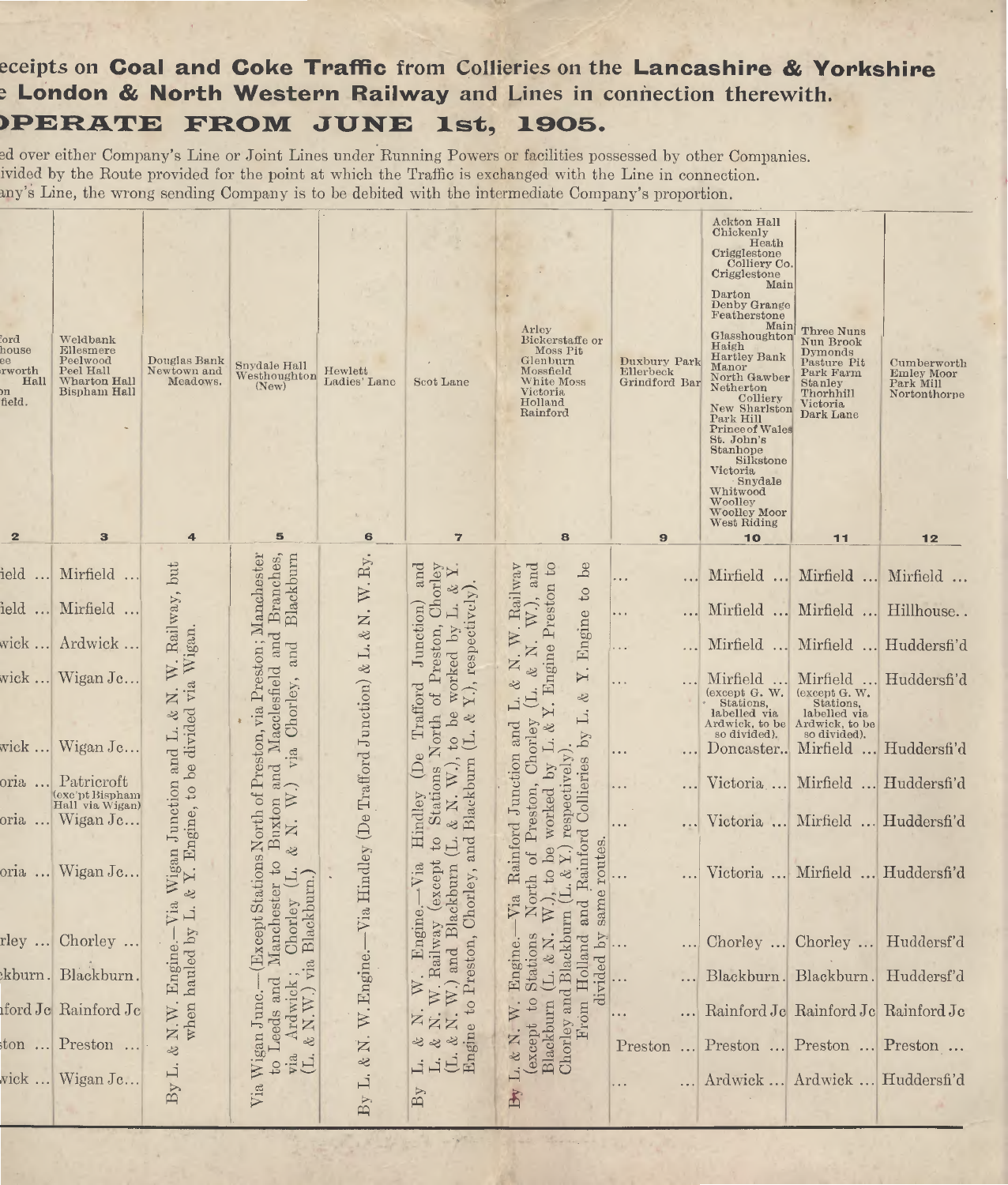# eceipts on **Coal and Coke Traffic** from Collieries on the **Lancashire & Yorkshire**
# e **London & North Western Railway** and Lines in connection therewith.
## PERATE FROM JUNE 1st, 1905.

ed over either Company's Line or Joint Lines under Running Powers or facilities possessed by other Companies.
ivided by the Route provided for the point at which the Traffic is exchanged with the Line in connection.
any's Line, the wrong sending Company is to be debited with the intermediate Company's proportion.

| ford house ee rworth Hall on field. | Weldbank Ellesmere Peelwood Peel Hall Wharton Hall Bispham Hall | Douglas Bank Newtown and Meadows. | Snydale Hall Westhoughton (New) | Hewlett Ladies' Lane | Scot Lane | Arley Bickerstaffe or Moss Pit Glenburn Mossfield White Moss Victoria Holland Rainford | Duxbury Park Ellerbeck Grindford Bar | Ackton Hall Chickenly Heath Crigglestone Colliery Co. Crigglestone Main Darton Denby Grange Featherstone Main Glasshoughton Haigh Hartley Bank Manor North Gawber Netherton Colliery New Sharlston Park Hill Prince of Wales St. John's Stanhope Silkstone Victoria Snydale Whitwood Woolley Woolley Moor West Riding | Three Nuns Nun Brook Dymonds Pasture Pit Park Farm Stanley Thornhill Victoria Dark Lane | Cumberworth Emley Moor Park Mill Nortonthorpe |
|---|---|---|---|---|---|---|---|---|---|---|
| 2 | 3 | 4 | 5 | 6 | 7 | 8 | 9 | 10 | 11 | 12 |
| ield ... | Mirfield ... | By L. & N.W. Engine.—Via Wigan Junction and L. & N. W. Railway, but when hauled by L. & Y. Engine, to be divided via Wigan. | Via Wigan Junc.—(Except Stations North of Preston, via Preston; Manchester to Leeds and Manchester to Buxton and Macclesfield and Branches, via Ardwick; Chorley (L. & N. W.) via Chorley, and Blackburn (L. & N.W.) via Blackburn.) | By L. & N. W. Engine.—Via Hindley (De Trafford Junction) & L. & N. W. Ry. | By L. & N. W. Engine.—Via Hindley (De Trafford Junction) and L. & N. W. Railway (except to Stations North of Preston, Chorley (L. & N. W.) and Blackburn (L. & N. W.), to be worked by L. & Y. Engine to Preston, Chorley, and Blackburn (L. & Y.), respectively). | By L. & N. W. Engine.—Via Rainford Junction and L. & N. W. Railway (except to Stations North of Preston, Chorley (L. & N. W.), and Blackburn (L. & N. W.), to be worked by L. & Y. Engine Preston to Chorley and Blackburn (L. & Y.) respectively). From Holland and Rainford Collieries by L. & Y. Engine to be divided by same routes. | ... ... | Mirfield ... | Mirfield ... | Mirfield ... |
| ield ... | Mirfield ... | | | | | | ... ... | Mirfield ... | Mirfield ... | Hillhouse.. |
| wick ... | Ardwick ... | | | | | | ... ... | Mirfield ... | Mirfield ... | Huddersfi'd |
| wick ... | Wigan Jc... | | | | | | ... ... | Mirfield ... (except G. W. Stations, labelled via Ardwick, to be so divided). | Mirfield ... (except G. W. Stations, labelled via Ardwick, to be so divided). | Huddersfi'd |
| wick ... | Wigan Jc... | | | | | | ... ... | Doncaster.. | Mirfield ... | Huddersfi'd |
| oria ... | Patricroft (exc'pt Bispham Hall via Wigan) | | | | | | ... ... | Victoria ... | Mirfield ... | Huddersfi'd |
| oria ... | Wigan Jc... | | | | | | ... ... | Victoria ... | Mirfield ... | Huddersfi'd |
| oria ... | Wigan Jc... | | | | | | ... ... | Victoria ... | Mirfield ... | Huddersfi'd |
| rley ... | Chorley ... | | | | | | ... ... | Chorley ... | Chorley ... | Huddersf'd |
| kburn. | Blackburn. | | | | | | ... ... | Blackburn. | Blackburn. | Huddersf'd |
| nford Jc | Rainford Jc | | | | | | ... ... | Rainford Jc | Rainford Jc | Rainford Jc |
| ston ... | Preston ... | | | | | | Preston ... | Preston ... | Preston ... | Preston ... |
| wick ... | Wigan Jc... | | | | | | ... ... | Ardwick ... | Ardwick ... | Huddersfi'd |